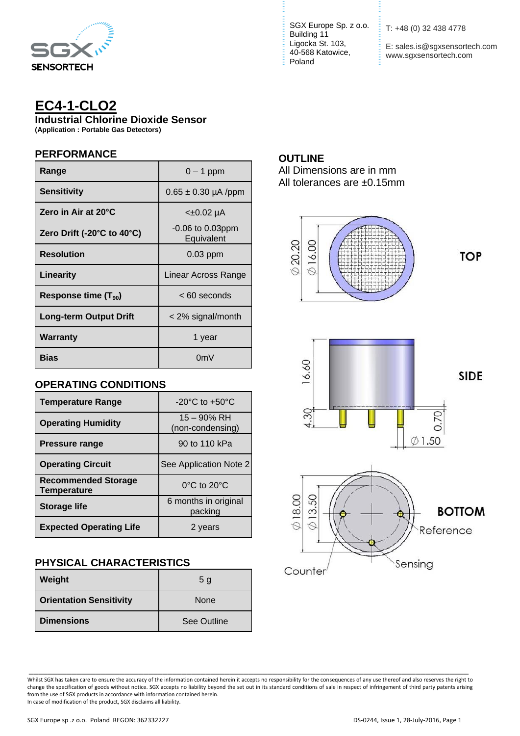SGX SENSORTECH

SGX Europe Sp. z o.o.
Building 11
Ligocka St. 103,
40-568 Katowice,
Poland

T: +48 (0) 32 438 4778

E: sales.is@sgxsensortech.com
www.sgxsensortech.com

# EC4-1-CLO2

## Industrial Chlorine Dioxide Sensor

**(Application : Portable Gas Detectors)**

### PERFORMANCE

| | |
|---|---|
| **Range** | 0 – 1 ppm |
| **Sensitivity** | 0.65 ± 0.30 µA /ppm |
| **Zero in Air at 20°C** | <±0.02 µA |
| **Zero Drift (-20°C to 40°C)** | -0.06 to 0.03ppm Equivalent |
| **Resolution** | 0.03 ppm |
| **Linearity** | Linear Across Range |
| **Response time ($T_{90}$)** | < 60 seconds |
| **Long-term Output Drift** | < 2% signal/month |
| **Warranty** | 1 year |
| **Bias** | 0mV |

### OPERATING CONDITIONS

| | |
|---|---|
| **Temperature Range** | -20°C to +50°C |
| **Operating Humidity** | 15 – 90% RH (non-condensing) |
| **Pressure range** | 90 to 110 kPa |
| **Operating Circuit** | See Application Note 2 |
| **Recommended Storage Temperature** | 0°C to 20°C |
| **Storage life** | 6 months in original packing |
| **Expected Operating Life** | 2 years |

### PHYSICAL CHARACTERISTICS

| | |
|---|---|
| **Weight** | 5 g |
| **Orientation Sensitivity** | None |
| **Dimensions** | See Outline |

### OUTLINE

All Dimensions are in mm
All tolerances are ±0.15mm

TOP: Ø20.20, Ø16.00

SIDE: 16.60, 4.30, 0.70, Ø1.50

BOTTOM: Ø18.00, Ø13.50, Reference, Sensing, Counter

Whilst SGX has taken care to ensure the accuracy of the information contained herein it accepts no responsibility for the consequences of any use thereof and also reserves the right to change the specification of goods without notice. SGX accepts no liability beyond the set out in its standard conditions of sale in respect of infringement of third party patents arising from the use of SGX products in accordance with information contained herein.
In case of modification of the product, SGX disclaims all liability.

SGX Europe sp .z o.o. Poland REGON: 362332227

DS-0244, Issue 1, 28-July-2016, Page 1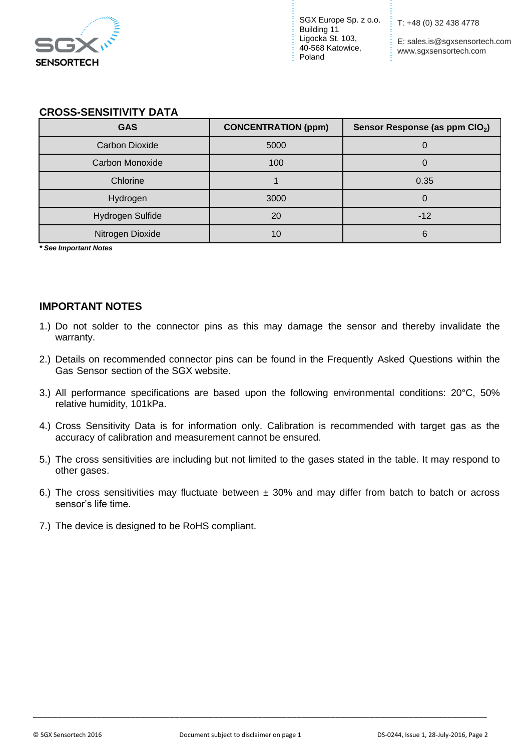## CROSS-SENSITIVITY DATA

| GAS | CONCENTRATION (ppm) | Sensor Response (as ppm $ClO_2$) |
|---|---|---|
| Carbon Dioxide | 5000 | 0 |
| Carbon Monoxide | 100 | 0 |
| Chlorine | 1 | 0.35 |
| Hydrogen | 3000 | 0 |
| Hydrogen Sulfide | 20 | -12 |
| Nitrogen Dioxide | 10 | 6 |

***** See Important Notes***

## IMPORTANT NOTES

1.) Do not solder to the connector pins as this may damage the sensor and thereby invalidate the warranty.

2.) Details on recommended connector pins can be found in the Frequently Asked Questions within the Gas Sensor section of the SGX website.

3.) All performance specifications are based upon the following environmental conditions: 20°C, 50% relative humidity, 101kPa.

4.) Cross Sensitivity Data is for information only. Calibration is recommended with target gas as the accuracy of calibration and measurement cannot be ensured.

5.) The cross sensitivities are including but not limited to the gases stated in the table. It may respond to other gases.

6.) The cross sensitivities may fluctuate between ± 30% and may differ from batch to batch or across sensor's life time.

7.) The device is designed to be RoHS compliant.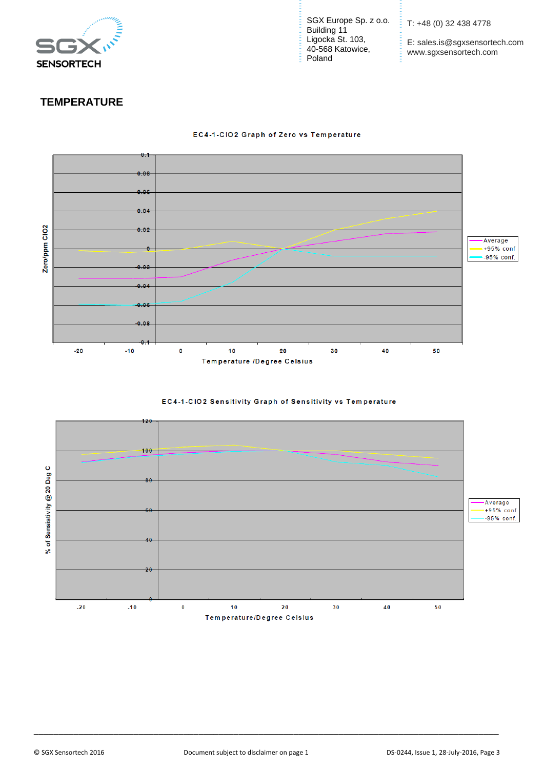## TEMPERATURE

EC4-1-ClO2 Graph of Zero vs Temperature

Zero/ppm ClO2

0.1
0.08
0.06
0.04
0.02
0
-0.02
-0.04
-0.06
-0.08
-0.1

-20 -10 0 10 20 30 40 50

Temperature /Degree Celsius

Average
+95% conf
-95% conf.

EC4-1-ClO2 Sensitivity Graph of Sensitivity vs Temperature

% of Sensitivity @ 20 Deg C

120
100
80
60
40
20
0

-20 -10 0 10 20 30 40 50

Temperature/Degree Celsius

Average
+95% conf
-95% conf.